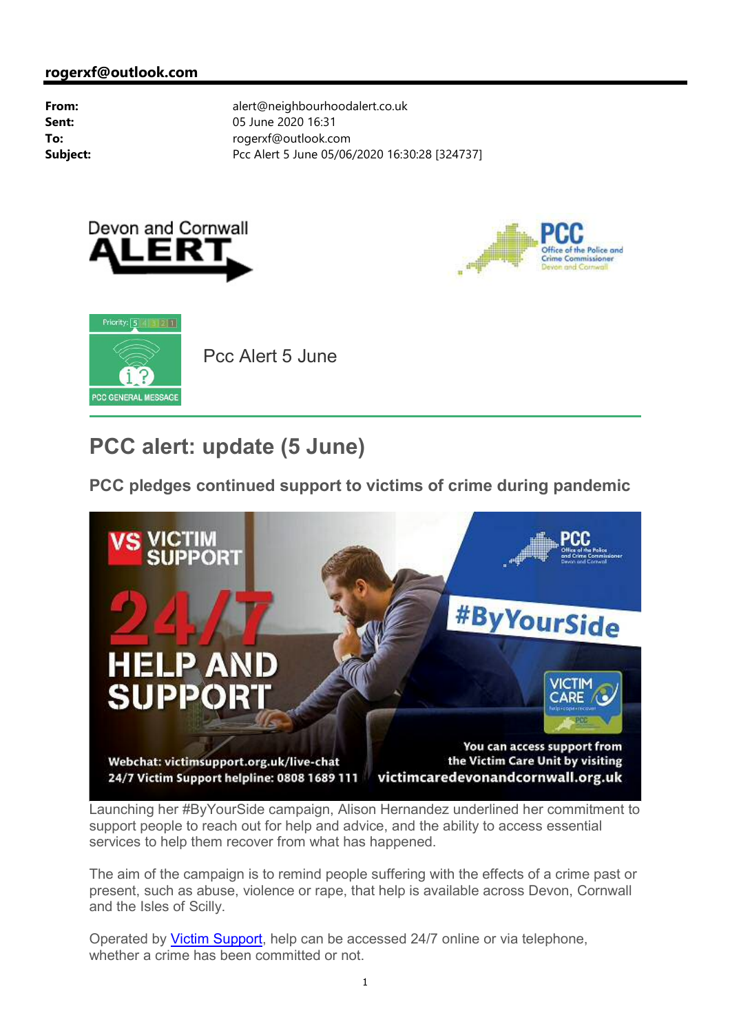**rogerxf@outlook.com**

| | |
|---|---|
| **From:** | alert@neighbourhoodalert.co.uk |
| **Sent:** | 05 June 2020 16:31 |
| **To:** | rogerxf@outlook.com |
| **Subject:** | Pcc Alert 5 June 05/06/2020 16:30:28 [324737] |

Devon and Cornwall ALERT

PCC Office of the Police and Crime Commissioner Devon and Cornwall

Priority: 5 4 3 2 1

PCC GENERAL MESSAGE

Pcc Alert 5 June

# PCC alert: update (5 June)

## PCC pledges continued support to victims of crime during pandemic

VS VICTIM SUPPORT 24/7 HELP AND SUPPORT

#ByYourSide

VICTIM CARE

Webchat: victimsupport.org.uk/live-chat
24/7 Victim Support helpline: 0808 1689 111

You can access support from the Victim Care Unit by visiting victimcaredevonandcornwall.org.uk

Launching her #ByYourSide campaign, Alison Hernandez underlined her commitment to support people to reach out for help and advice, and the ability to access essential services to help them recover from what has happened.

The aim of the campaign is to remind people suffering with the effects of a crime past or present, such as abuse, violence or rape, that help is available across Devon, Cornwall and the Isles of Scilly.

Operated by Victim Support, help can be accessed 24/7 online or via telephone, whether a crime has been committed or not.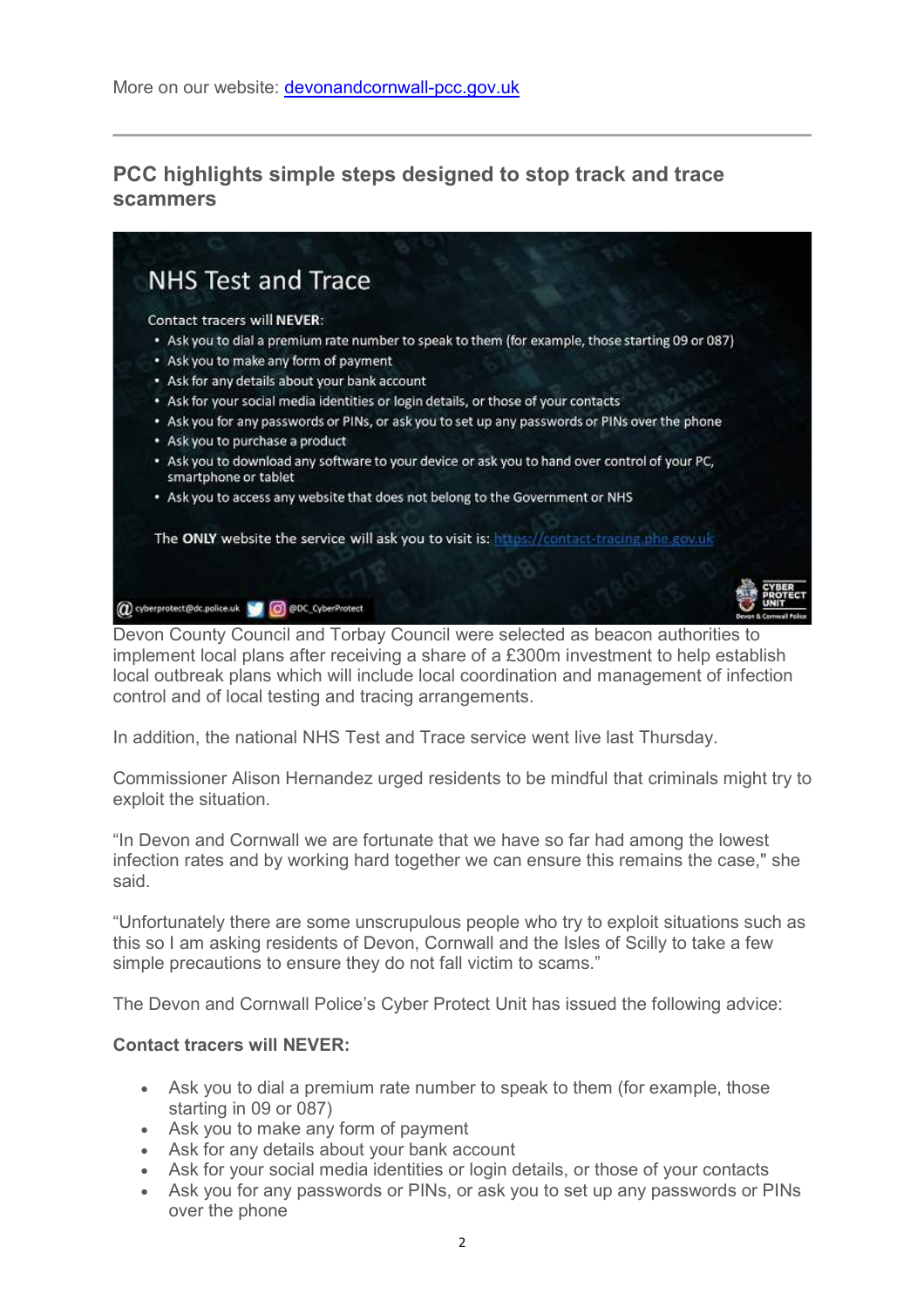More on our website: [devonandcornwall-pcc.gov.uk](devonandcornwall-pcc.gov.uk)

---

## PCC highlights simple steps designed to stop track and trace scammers

NHS Test and Trace

Contact tracers will **NEVER**:

- Ask you to dial a premium rate number to speak to them (for example, those starting 09 or 087)
- Ask you to make any form of payment
- Ask for any details about your bank account
- Ask for your social media identities or login details, or those of your contacts
- Ask you for any passwords or PINs, or ask you to set up any passwords or PINs over the phone
- Ask you to purchase a product
- Ask you to download any software to your device or ask you to hand over control of your PC, smartphone or tablet
- Ask you to access any website that does not belong to the Government or NHS

The **ONLY** website the service will ask you to visit is: https://contact-tracing.phe.gov.uk

cyberprotect@dc.police.uk @DC_CyberProtect

CYBER PROTECT UNIT Devon & Cornwall Police

Devon County Council and Torbay Council were selected as beacon authorities to implement local plans after receiving a share of a £300m investment to help establish local outbreak plans which will include local coordination and management of infection control and of local testing and tracing arrangements.

In addition, the national NHS Test and Trace service went live last Thursday.

Commissioner Alison Hernandez urged residents to be mindful that criminals might try to exploit the situation.

"In Devon and Cornwall we are fortunate that we have so far had among the lowest infection rates and by working hard together we can ensure this remains the case," she said.

"Unfortunately there are some unscrupulous people who try to exploit situations such as this so I am asking residents of Devon, Cornwall and the Isles of Scilly to take a few simple precautions to ensure they do not fall victim to scams."

The Devon and Cornwall Police's Cyber Protect Unit has issued the following advice:

**Contact tracers will NEVER:**

- Ask you to dial a premium rate number to speak to them (for example, those starting in 09 or 087)
- Ask you to make any form of payment
- Ask for any details about your bank account
- Ask for your social media identities or login details, or those of your contacts
- Ask you for any passwords or PINs, or ask you to set up any passwords or PINs over the phone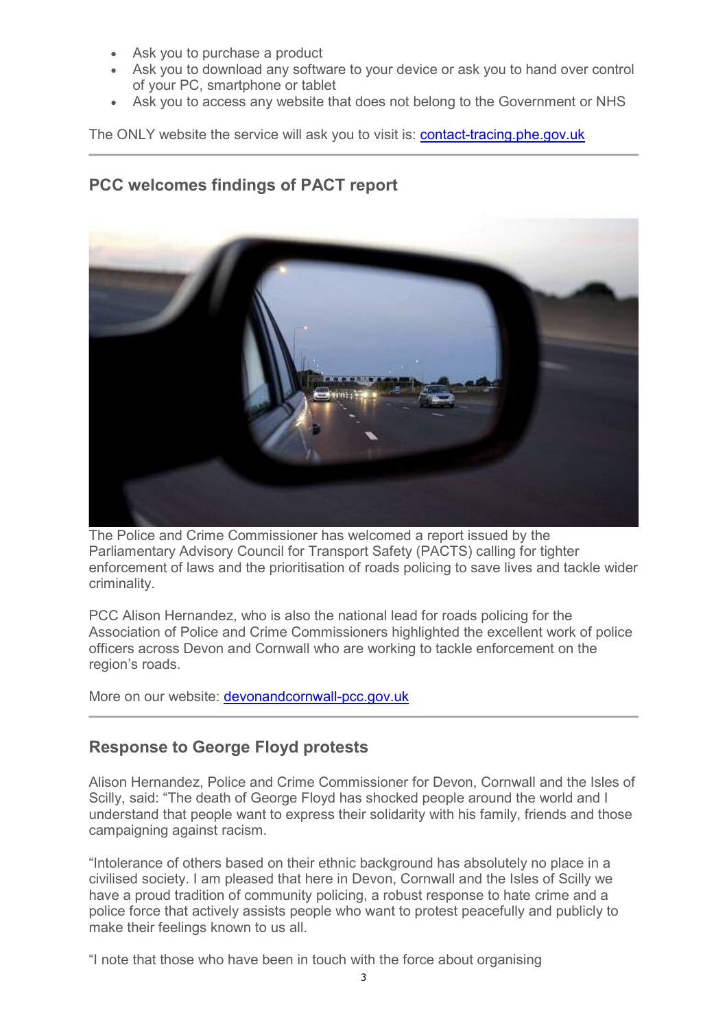- Ask you to purchase a product
- Ask you to download any software to your device or ask you to hand over control of your PC, smartphone or tablet
- Ask you to access any website that does not belong to the Government or NHS

The ONLY website the service will ask you to visit is: [contact-tracing.phe.gov.uk](contact-tracing.phe.gov.uk)

---

## PCC welcomes findings of PACT report

The Police and Crime Commissioner has welcomed a report issued by the Parliamentary Advisory Council for Transport Safety (PACTS) calling for tighter enforcement of laws and the prioritisation of roads policing to save lives and tackle wider criminality.

PCC Alison Hernandez, who is also the national lead for roads policing for the Association of Police and Crime Commissioners highlighted the excellent work of police officers across Devon and Cornwall who are working to tackle enforcement on the region's roads.

More on our website: [devonandcornwall-pcc.gov.uk](devonandcornwall-pcc.gov.uk)

---

## Response to George Floyd protests

Alison Hernandez, Police and Crime Commissioner for Devon, Cornwall and the Isles of Scilly, said: "The death of George Floyd has shocked people around the world and I understand that people want to express their solidarity with his family, friends and those campaigning against racism.

"Intolerance of others based on their ethnic background has absolutely no place in a civilised society. I am pleased that here in Devon, Cornwall and the Isles of Scilly we have a proud tradition of community policing, a robust response to hate crime and a police force that actively assists people who want to protest peacefully and publicly to make their feelings known to us all.

"I note that those who have been in touch with the force about organising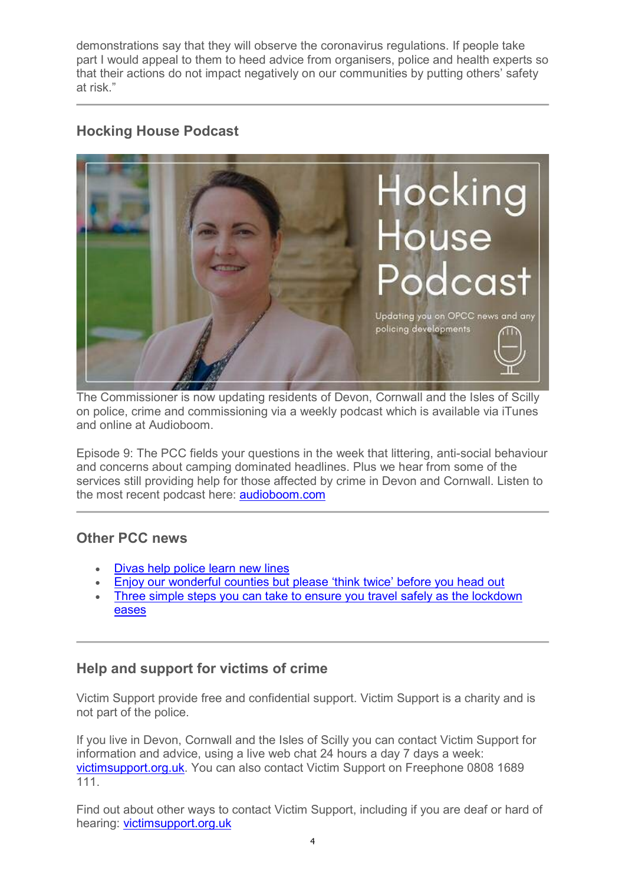demonstrations say that they will observe the coronavirus regulations. If people take part I would appeal to them to heed advice from organisers, police and health experts so that their actions do not impact negatively on our communities by putting others' safety at risk."

## Hocking House Podcast

The Commissioner is now updating residents of Devon, Cornwall and the Isles of Scilly on police, crime and commissioning via a weekly podcast which is available via iTunes and online at Audioboom.

Episode 9: The PCC fields your questions in the week that littering, anti-social behaviour and concerns about camping dominated headlines. Plus we hear from some of the services still providing help for those affected by crime in Devon and Cornwall. Listen to the most recent podcast here: audioboom.com

## Other PCC news

- Divas help police learn new lines
- Enjoy our wonderful counties but please 'think twice' before you head out
- Three simple steps you can take to ensure you travel safely as the lockdown eases

## Help and support for victims of crime

Victim Support provide free and confidential support. Victim Support is a charity and is not part of the police.

If you live in Devon, Cornwall and the Isles of Scilly you can contact Victim Support for information and advice, using a live web chat 24 hours a day 7 days a week: victimsupport.org.uk. You can also contact Victim Support on Freephone 0808 1689 111.

Find out about other ways to contact Victim Support, including if you are deaf or hard of hearing: victimsupport.org.uk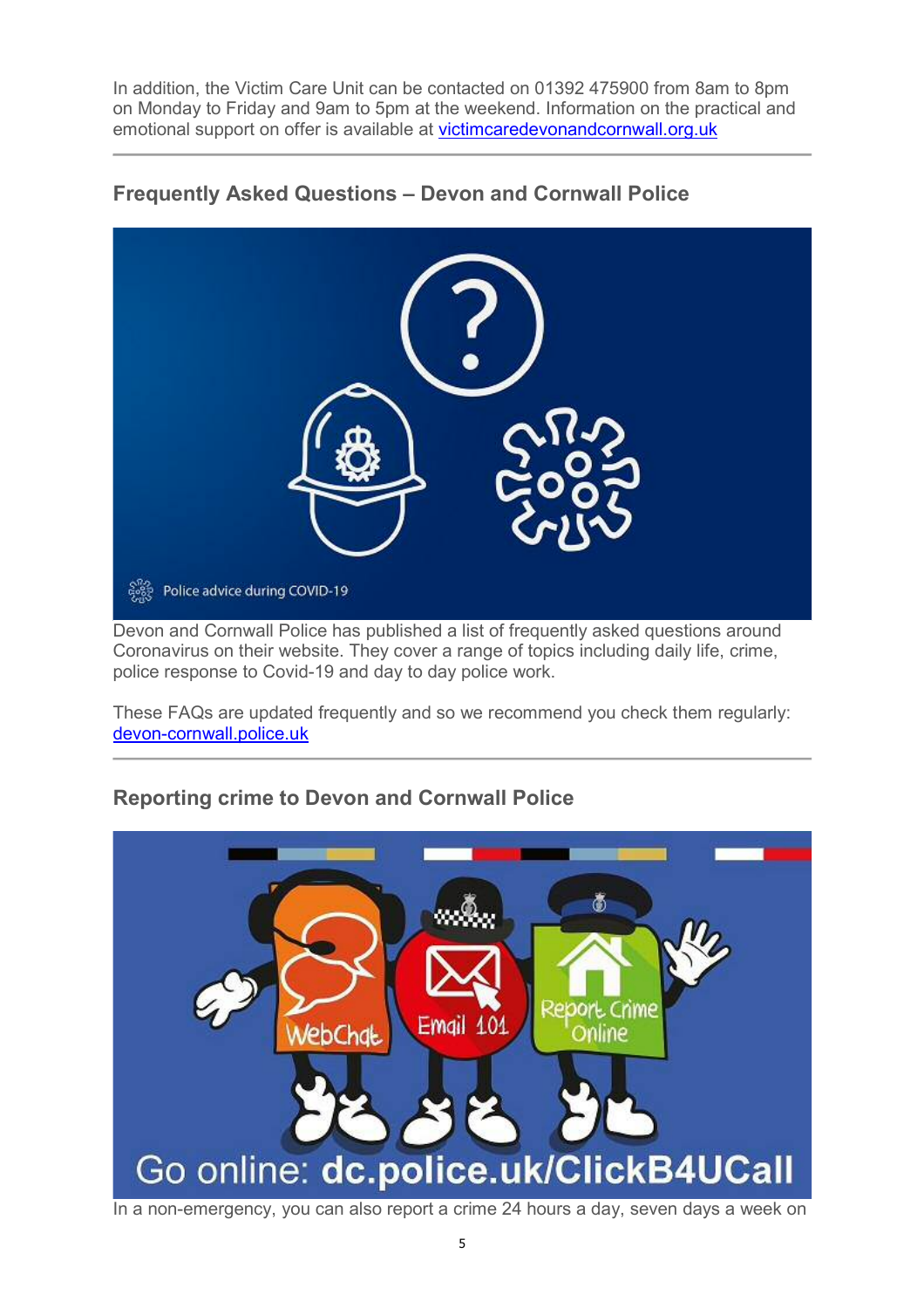In addition, the Victim Care Unit can be contacted on 01392 475900 from 8am to 8pm on Monday to Friday and 9am to 5pm at the weekend. Information on the practical and emotional support on offer is available at victimcaredevonandcornwall.org.uk

---

### Frequently Asked Questions – Devon and Cornwall Police

Devon and Cornwall Police has published a list of frequently asked questions around Coronavirus on their website. They cover a range of topics including daily life, crime, police response to Covid-19 and day to day police work.

These FAQs are updated frequently and so we recommend you check them regularly: devon-cornwall.police.uk

---

### Reporting crime to Devon and Cornwall Police

In a non-emergency, you can also report a crime 24 hours a day, seven days a week on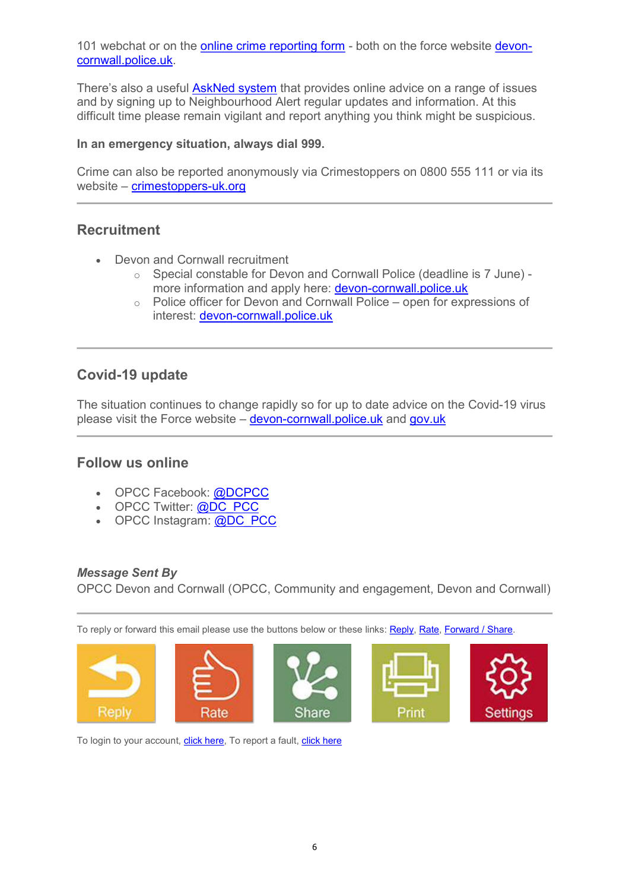101 webchat or on the online crime reporting form - both on the force website devon-cornwall.police.uk.

There's also a useful AskNed system that provides online advice on a range of issues and by signing up to Neighbourhood Alert regular updates and information. At this difficult time please remain vigilant and report anything you think might be suspicious.

**In an emergency situation, always dial 999.**

Crime can also be reported anonymously via Crimestoppers on 0800 555 111 or via its website – crimestoppers-uk.org

---

## Recruitment

- Devon and Cornwall recruitment
  - Special constable for Devon and Cornwall Police (deadline is 7 June) - more information and apply here: devon-cornwall.police.uk
  - Police officer for Devon and Cornwall Police – open for expressions of interest: devon-cornwall.police.uk

---

## Covid-19 update

The situation continues to change rapidly so for up to date advice on the Covid-19 virus please visit the Force website – devon-cornwall.police.uk and gov.uk

---

## Follow us online

- OPCC Facebook: @DCPCC
- OPCC Twitter: @DC_PCC
- OPCC Instagram: @DC_PCC

***Message Sent By***
OPCC Devon and Cornwall (OPCC, Community and engagement, Devon and Cornwall)

---

To reply or forward this email please use the buttons below or these links: Reply, Rate, Forward / Share.

Reply Rate Share Print Settings

To login to your account, click here, To report a fault, click here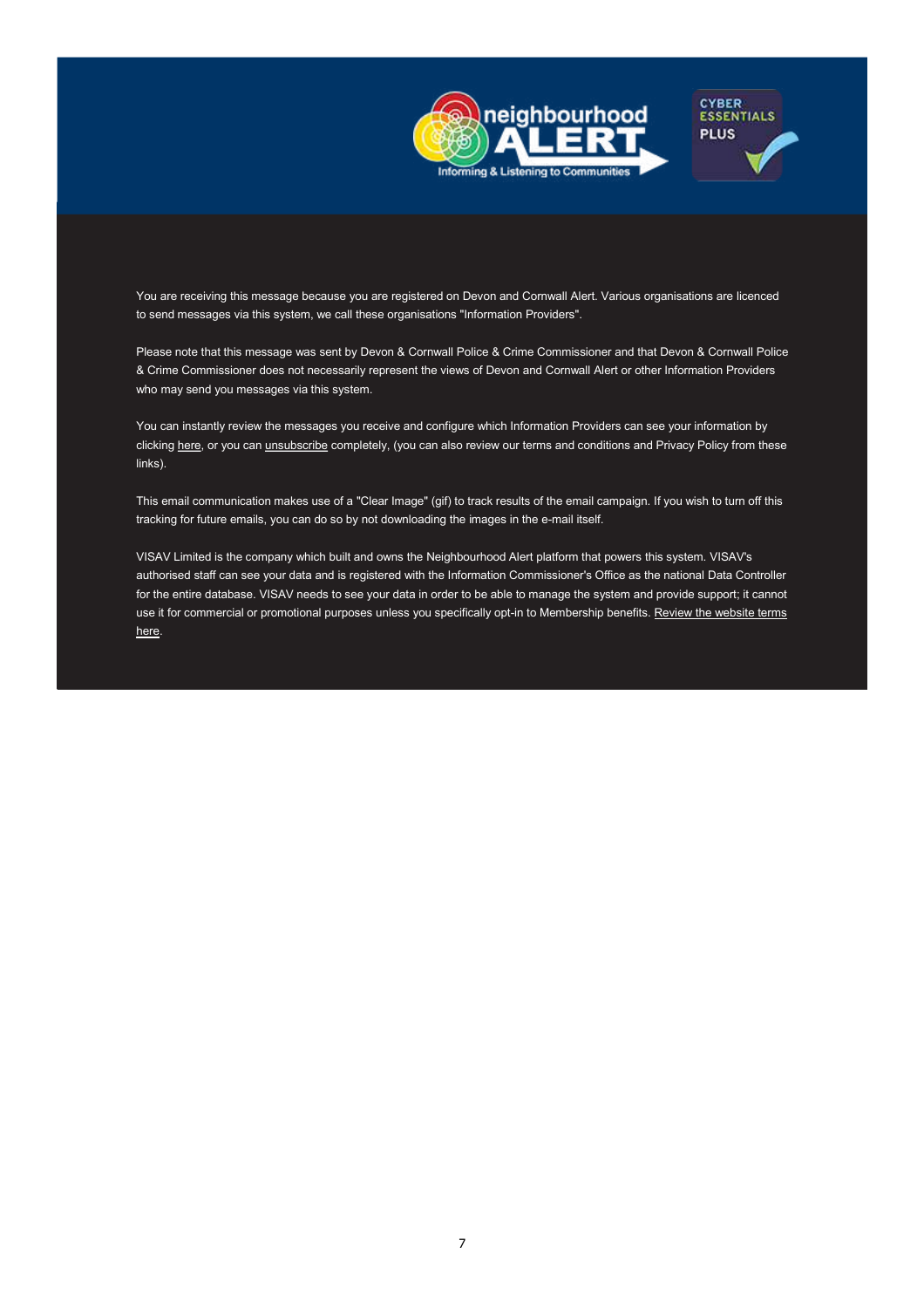You are receiving this message because you are registered on Devon and Cornwall Alert. Various organisations are licenced to send messages via this system, we call these organisations "Information Providers".

Please note that this message was sent by Devon & Cornwall Police & Crime Commissioner and that Devon & Cornwall Police & Crime Commissioner does not necessarily represent the views of Devon and Cornwall Alert or other Information Providers who may send you messages via this system.

You can instantly review the messages you receive and configure which Information Providers can see your information by clicking here, or you can unsubscribe completely, (you can also review our terms and conditions and Privacy Policy from these links).

This email communication makes use of a "Clear Image" (gif) to track results of the email campaign. If you wish to turn off this tracking for future emails, you can do so by not downloading the images in the e-mail itself.

VISAV Limited is the company which built and owns the Neighbourhood Alert platform that powers this system. VISAV's authorised staff can see your data and is registered with the Information Commissioner's Office as the national Data Controller for the entire database. VISAV needs to see your data in order to be able to manage the system and provide support; it cannot use it for commercial or promotional purposes unless you specifically opt-in to Membership benefits. Review the website terms here.